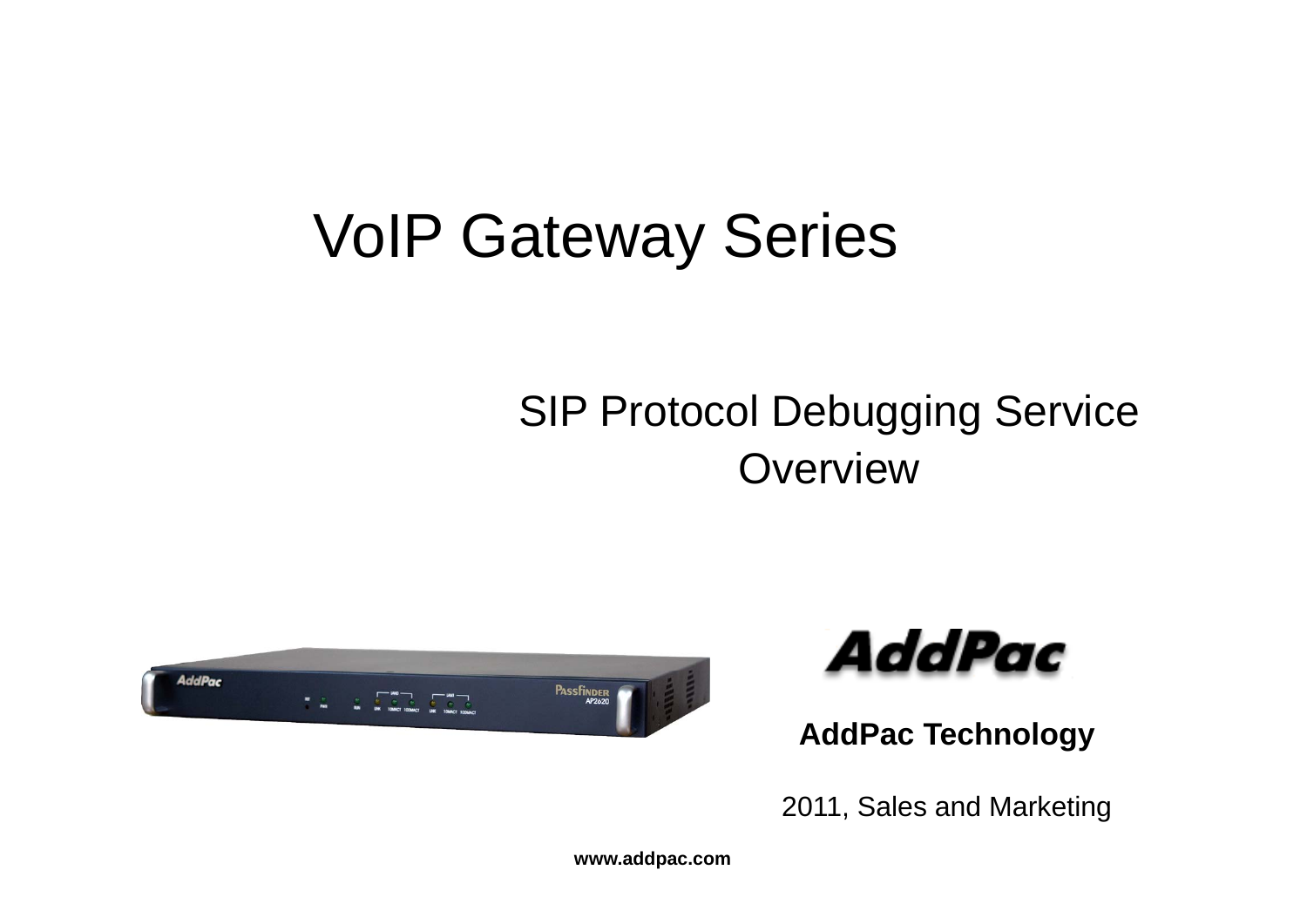# VoIP Gateway Series

## SIP Protocol Debugging Service Overview

**AddPac Technology**

2011, Sales and Marketing

**www.addpac.com**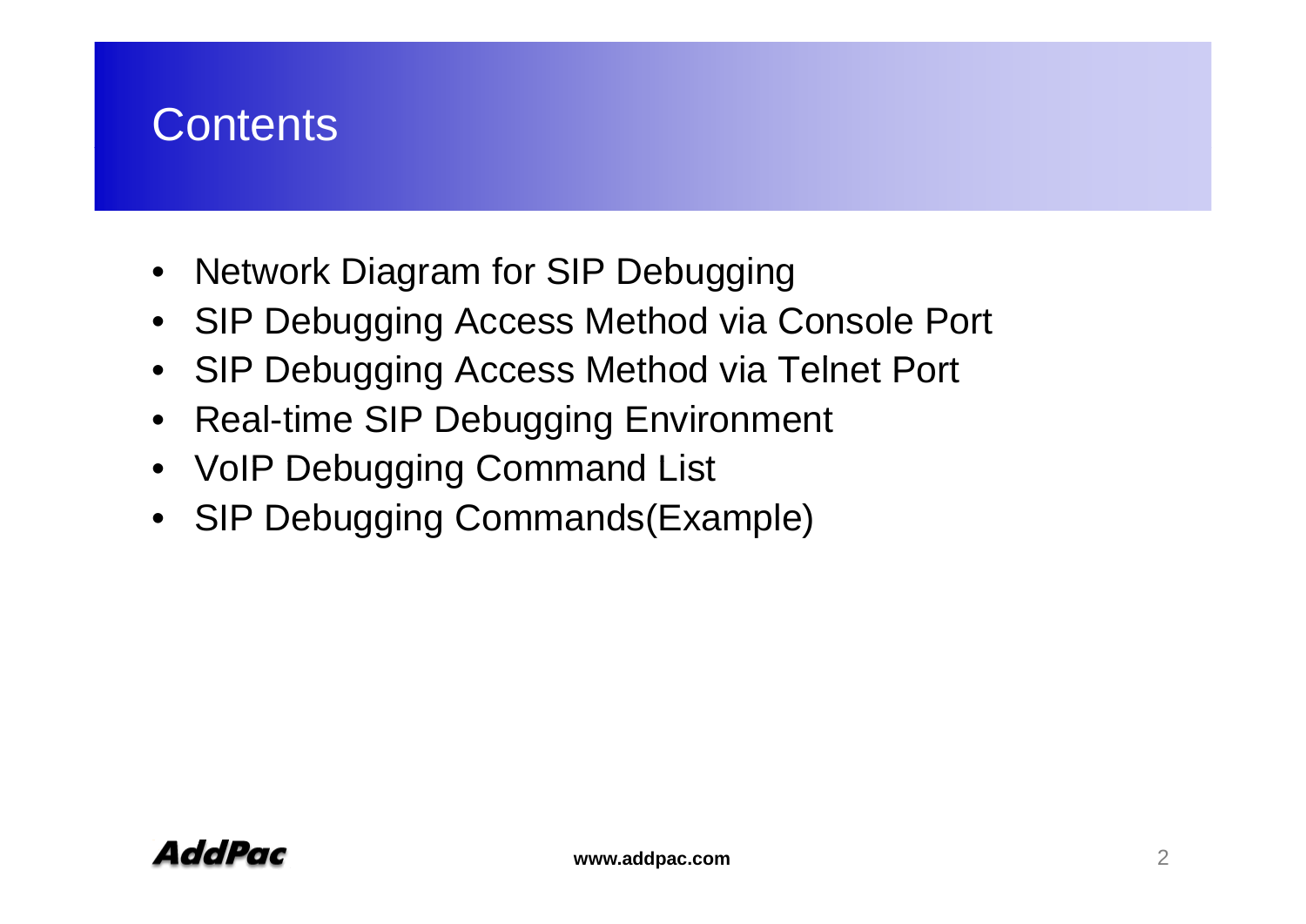# Contents

- Network Diagram for SIP Debugging
- SIP Debugging Access Method via Console Port
- SIP Debugging Access Method via Telnet Port
- Real-time SIP Debugging Environment
- VoIP Debugging Command List
- SIP Debugging Commands(Example)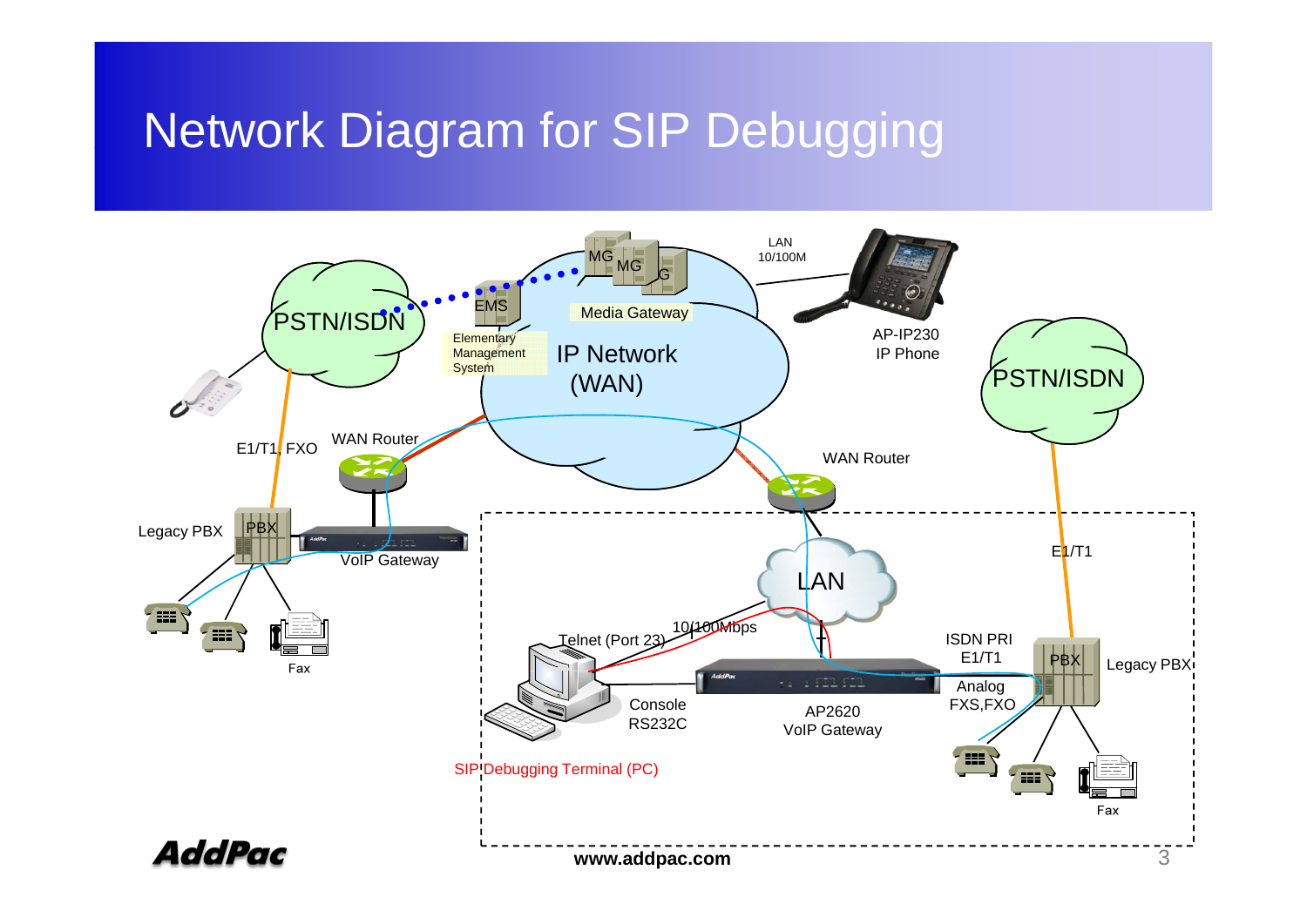# Network Diagram for SIP Debugging

PSTN/ISDN

EMS

Elementary Management System

MG MG MG

Media Gateway

IP Network (WAN)

LAN 10/100M

AP-IP230 IP Phone

PSTN/ISDN

E1/T1, FXO

WAN Router

WAN Router

Legacy PBX

PBX

VoIP Gateway

Fax

E1/T1

LAN

Telnet (Port 23)

10/100Mbps

Console RS232C

AP2620 VoIP Gateway

ISDN PRI E1/T1

Analog FXS,FXO

PBX

Legacy PBX

Fax

SIP Debugging Terminal (PC)

www.addpac.com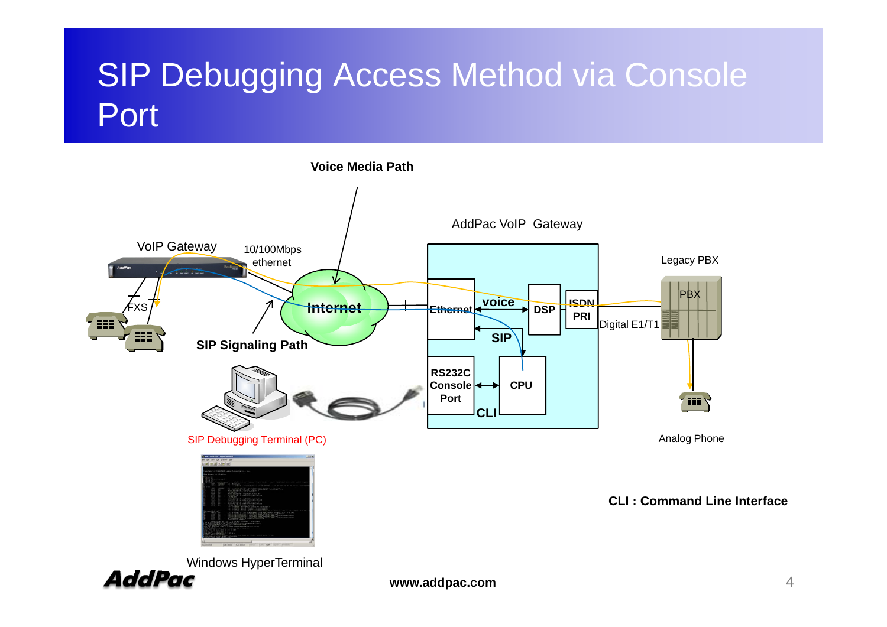# SIP Debugging Access Method via Console Port

Voice Media Path

AddPac VoIP Gateway

VoIP Gateway

10/100Mbps ethernet

Legacy PBX

PBX

FXS

Internet

Ethernet

voice

DSP

ISDN PRI

Digital E1/T1

SIP

SIP Signaling Path

RS232C Console Port

CPU

CLI

SIP Debugging Terminal (PC)

Analog Phone

CLI : Command Line Interface

Windows HyperTerminal

www.addpac.com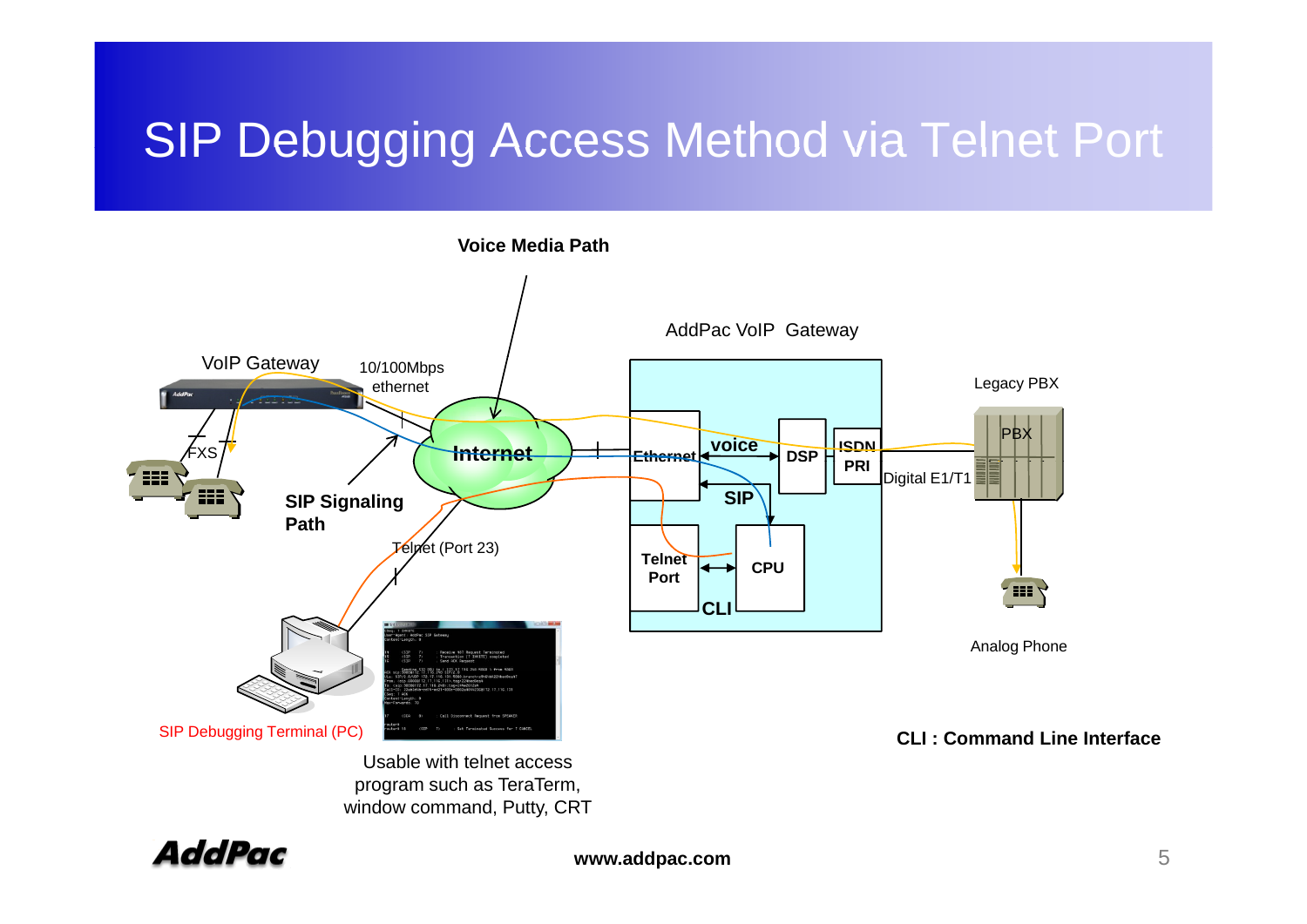# SIP Debugging Access Method via Telnet Port

Voice Media Path

AddPac VoIP Gateway

VoIP Gateway

10/100Mbps ethernet

Legacy PBX

PBX

FXS

Internet

Ethernet

voice

DSP

ISDN PRI

Digital E1/T1

SIP

SIP Signaling Path

Telnet (Port 23)

Telnet Port

CPU

CLI

Analog Phone

SIP Debugging Terminal (PC)

Usable with telnet access program such as TeraTerm, window command, Putty, CRT

**CLI : Command Line Interface**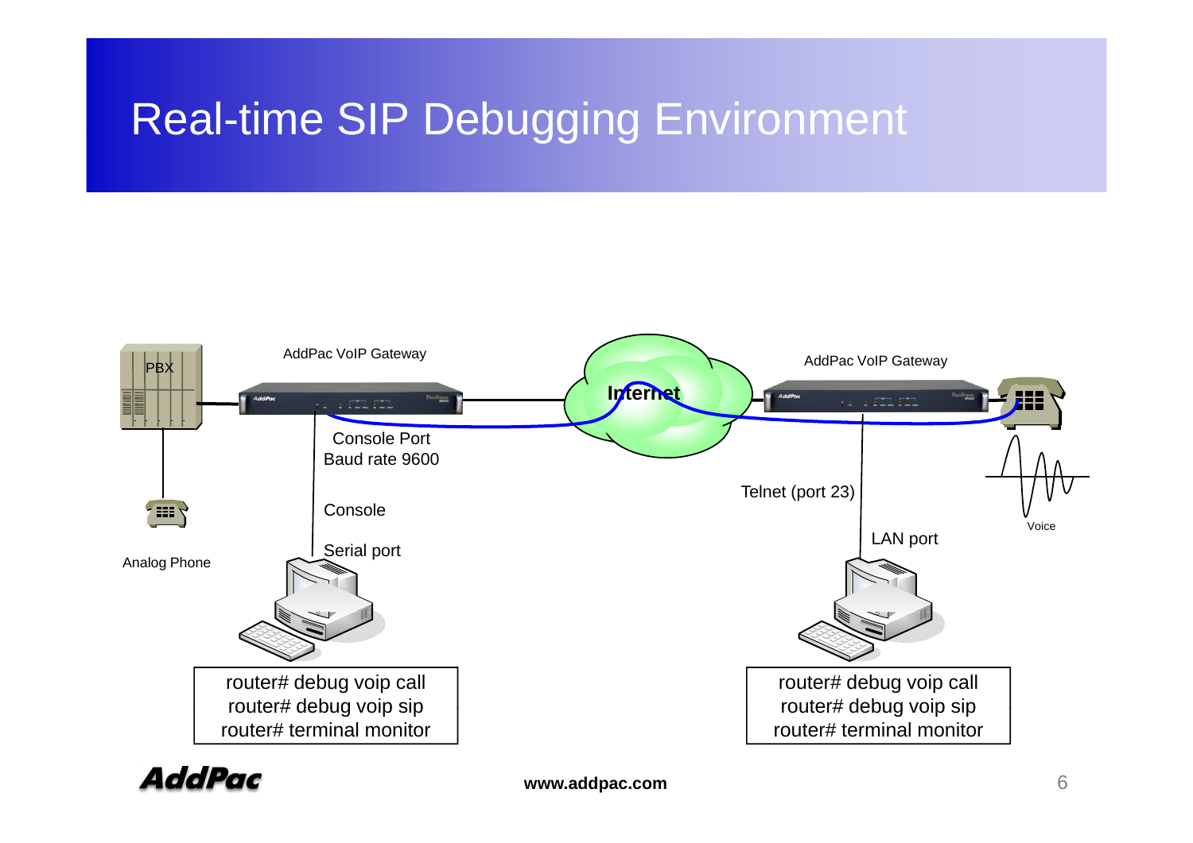# Real-time SIP Debugging Environment

PBX

AddPac VoIP Gateway

Internet

AddPac VoIP Gateway

Console Port
Baud rate 9600

Console

Serial port

Analog Phone

Telnet (port 23)

LAN port

Voice

```
router# debug voip call
router# debug voip sip
router# terminal monitor
```

```
router# debug voip call
router# debug voip sip
router# terminal monitor
```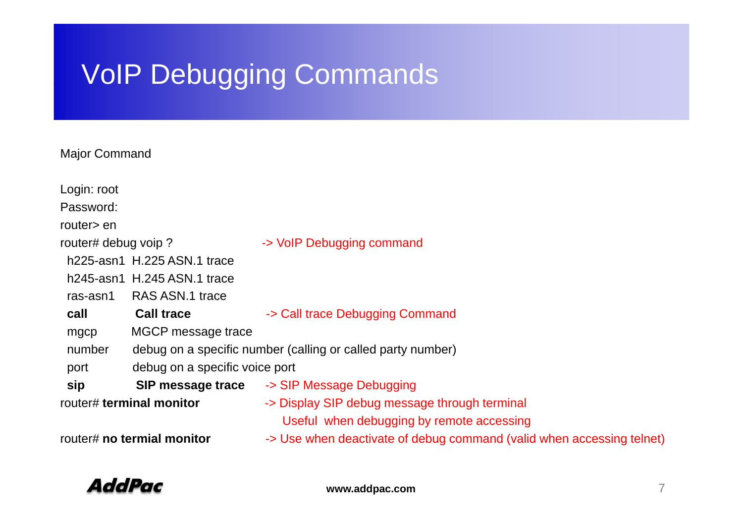# VoIP Debugging Commands

Major Command

Login: root
Password:
router> en
router# debug voip ? -> VoIP Debugging command
  h225-asn1 H.225 ASN.1 trace
  h245-asn1 H.245 ASN.1 trace
  ras-asn1 RAS ASN.1 trace
  **call** **Call trace** -> Call trace Debugging Command
  mgcp MGCP message trace
  number debug on a specific number (calling or called party number)
  port debug on a specific voice port
  **sip** **SIP message trace** -> SIP Message Debugging
router# **terminal monitor** -> Display SIP debug message through terminal
  Useful when debugging by remote accessing
router# **no termial monitor** -> Use when deactivate of debug command (valid when accessing telnet)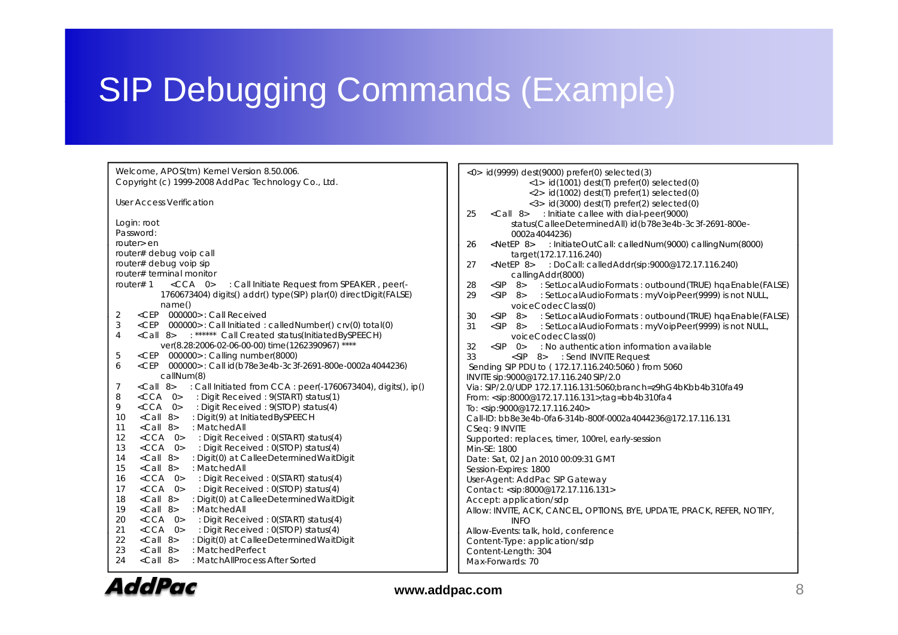# SIP Debugging Commands (Example)

```
Welcome, APOS(tm) Kernel Version 8.50.006.
Copyright (c) 1999-2008 AddPac Technology Co., Ltd.

User Access Verification

Login: root
Password:
router> en
router# debug voip call
router# debug voip sip
router# terminal monitor
router# 1    <CCA  0>    : Call Initiate Request from SPEAKER , peer(-
             1760673404) digits() addr() type(SIP) plar(0) directDigit(FALSE)
             name()
2     <CEP  000000>: Call Received
3     <CEP  000000>: Call Initiated : calledNumber() crv(0) total(0)
4     <Call  8>    : ****** Call Created status(InitiatedBySPEECH)
             ver(8.28:2006-02-06-00-00) time(1262390967) ****
5     <CEP  000000>: Calling number(8000)
6     <CEP  000000>: Call id(b78e3e4b-3c3f-2691-800e-0002a4044236)
             callNum(8)
7     <Call  8>    : Call Initiated from CCA : peer(-1760673404), digits(), ip()
8     <CCA   0>    : Digit Received : 9(START) status(1)
9     <CCA   0>    : Digit Received : 9(STOP) status(4)
10    <Call  8>    : Digit(9) at InitiatedBySPEECH
11    <Call  8>    : MatchedAll
12    <CCA   0>    : Digit Received : 0(START) status(4)
13    <CCA   0>    : Digit Received : 0(STOP) status(4)
14    <Call  8>    : Digit(0) at CalleeDeterminedWaitDigit
15    <Call  8>    : MatchedAll
16    <CCA   0>    : Digit Received : 0(START) status(4)
17    <CCA   0>    : Digit Received : 0(STOP) status(4)
18    <Call  8>    : Digit(0) at CalleeDeterminedWaitDigit
19    <Call  8>    : MatchedAll
20    <CCA   0>    : Digit Received : 0(START) status(4)
21    <CCA   0>    : Digit Received : 0(STOP) status(4)
22    <Call  8>    : Digit(0) at CalleeDeterminedWaitDigit
23    <Call  8>    : MatchedPerfect
24    <Call  8>    : MatchAllProcess After Sorted
```

```
<0> id(9999) dest(9000) prefer(0) selected(3)
            <1> id(1001) dest(T) prefer(0) selected(0)
            <2> id(1002) dest(T) prefer(1) selected(0)
            <3> id(3000) dest(T) prefer(2) selected(0)
25    <Call  8>    : Initiate callee with dial-peer(9000)
             status(CalleeDeterminedAll) id(b78e3e4b-3c3f-2691-800e-
             0002a4044236)
26    <NetEP 8>    : InitiateOutCall: calledNum(9000) callingNum(8000)
             target(172.17.116.240)
27    <NetEP 8>    : DoCall: calledAddr(sip:9000@172.17.116.240)
             callingAddr(8000)
28    <SIP   8>    : SetLocalAudioFormats : outbound(TRUE) hqaEnable(FALSE)
29    <SIP   8>    : SetLocalAudioFormats : myVoipPeer(9999) is not NULL,
             voiceCodecClass(0)
30    <SIP   8>    : SetLocalAudioFormats : outbound(TRUE) hqaEnable(FALSE)
31    <SIP   8>    : SetLocalAudioFormats : myVoipPeer(9999) is not NULL,
             voiceCodecClass(0)
32    <SIP   0>    : No authentication information available
33       <SIP  8>    : Send INVITE Request
 Sending SIP PDU to ( 172.17.116.240:5060 ) from 5060
INVITE sip:9000@172.17.116.240 SIP/2.0
Via: SIP/2.0/UDP 172.17.116.131:5060;branch=z9hG4bKbb4b310fa49
From: <sip:8000@172.17.116.131>;tag=bb4b310fa4
To: <sip:9000@172.17.116.240>
Call-ID: bb8e3e4b-0fa6-314b-800f-0002a4044236@172.17.116.131
CSeq: 9 INVITE
Supported: replaces, timer, 100rel, early-session
Min-SE: 1800
Date: Sat, 02 Jan 2010 00:09:31 GMT
Session-Expires: 1800
User-Agent: AddPac SIP Gateway
Contact: <sip:8000@172.17.116.131>
Accept: application/sdp
Allow: INVITE, ACK, CANCEL, OPTIONS, BYE, UPDATE, PRACK, REFER, NOTIFY,
             INFO
Allow-Events: talk, hold, conference
Content-Type: application/sdp
Content-Length: 304
Max-Forwards: 70
```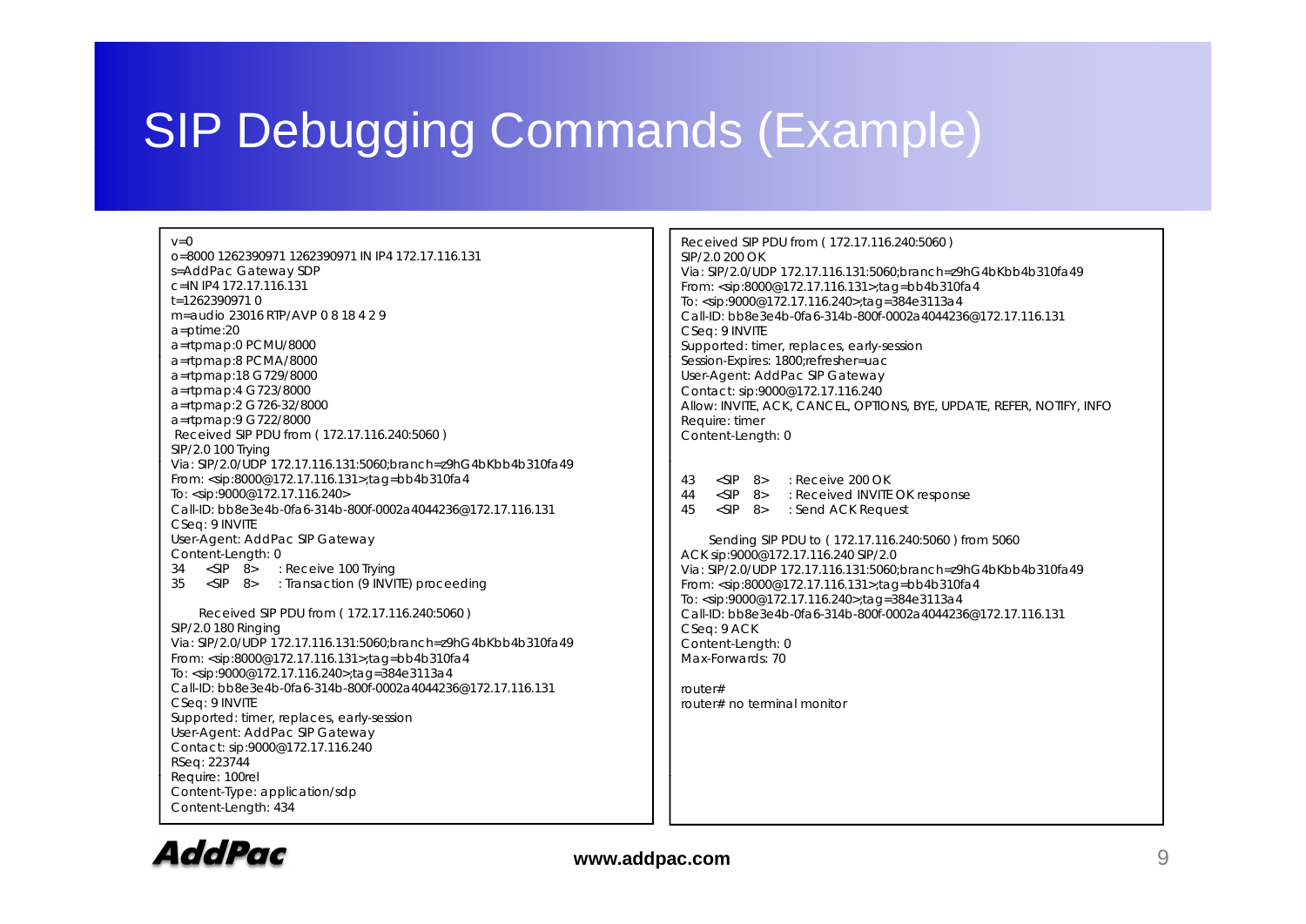# SIP Debugging Commands (Example)

```
v=0
o=8000 1262390971 1262390971 IN IP4 172.17.116.131
s=AddPac Gateway SDP
c=IN IP4 172.17.116.131
t=1262390971 0
m=audio 23016 RTP/AVP 0 8 18 4 2 9
a=ptime:20
a=rtpmap:0 PCMU/8000
a=rtpmap:8 PCMA/8000
a=rtpmap:18 G729/8000
a=rtpmap:4 G723/8000
a=rtpmap:2 G726-32/8000
a=rtpmap:9 G722/8000
 Received SIP PDU from ( 172.17.116.240:5060 )
SIP/2.0 100 Trying
Via: SIP/2.0/UDP 172.17.116.131:5060;branch=z9hG4bKbb4b310fa49
From: <sip:8000@172.17.116.131>;tag=bb4b310fa4
To: <sip:9000@172.17.116.240>
Call-ID: bb8e3e4b-0fa6-314b-800f-0002a4044236@172.17.116.131
CSeq: 9 INVITE
User-Agent: AddPac SIP Gateway
Content-Length: 0
34    <SIP   8>    : Receive 100 Trying
35    <SIP   8>    : Transaction (9 INVITE) proceeding

      Received SIP PDU from ( 172.17.116.240:5060 )
SIP/2.0 180 Ringing
Via: SIP/2.0/UDP 172.17.116.131:5060;branch=z9hG4bKbb4b310fa49
From: <sip:8000@172.17.116.131>;tag=bb4b310fa4
To: <sip:9000@172.17.116.240>;tag=384e3113a4
Call-ID: bb8e3e4b-0fa6-314b-800f-0002a4044236@172.17.116.131
CSeq: 9 INVITE
Supported: timer, replaces, early-session
User-Agent: AddPac SIP Gateway
Contact: sip:9000@172.17.116.240
RSeq: 223744
Require: 100rel
Content-Type: application/sdp
Content-Length: 434
```

```
Received SIP PDU from ( 172.17.116.240:5060 )
SIP/2.0 200 OK
Via: SIP/2.0/UDP 172.17.116.131:5060;branch=z9hG4bKbb4b310fa49
From: <sip:8000@172.17.116.131>;tag=bb4b310fa4
To: <sip:9000@172.17.116.240>;tag=384e3113a4
Call-ID: bb8e3e4b-0fa6-314b-800f-0002a4044236@172.17.116.131
CSeq: 9 INVITE
Supported: timer, replaces, early-session
Session-Expires: 1800;refresher=uac
User-Agent: AddPac SIP Gateway
Contact: sip:9000@172.17.116.240
Allow: INVITE, ACK, CANCEL, OPTIONS, BYE, UPDATE, REFER, NOTIFY, INFO
Require: timer
Content-Length: 0


43    <SIP   8>    : Receive 200 OK
44    <SIP   8>    : Received INVITE OK response
45    <SIP   8>    : Send ACK Request

      Sending SIP PDU to ( 172.17.116.240:5060 ) from 5060
ACK sip:9000@172.17.116.240 SIP/2.0
Via: SIP/2.0/UDP 172.17.116.131:5060;branch=z9hG4bKbb4b310fa49
From: <sip:8000@172.17.116.131>;tag=bb4b310fa4
To: <sip:9000@172.17.116.240>;tag=384e3113a4
Call-ID: bb8e3e4b-0fa6-314b-800f-0002a4044236@172.17.116.131
CSeq: 9 ACK
Content-Length: 0
Max-Forwards: 70

router#
router# no terminal monitor
```

**www.addpac.com**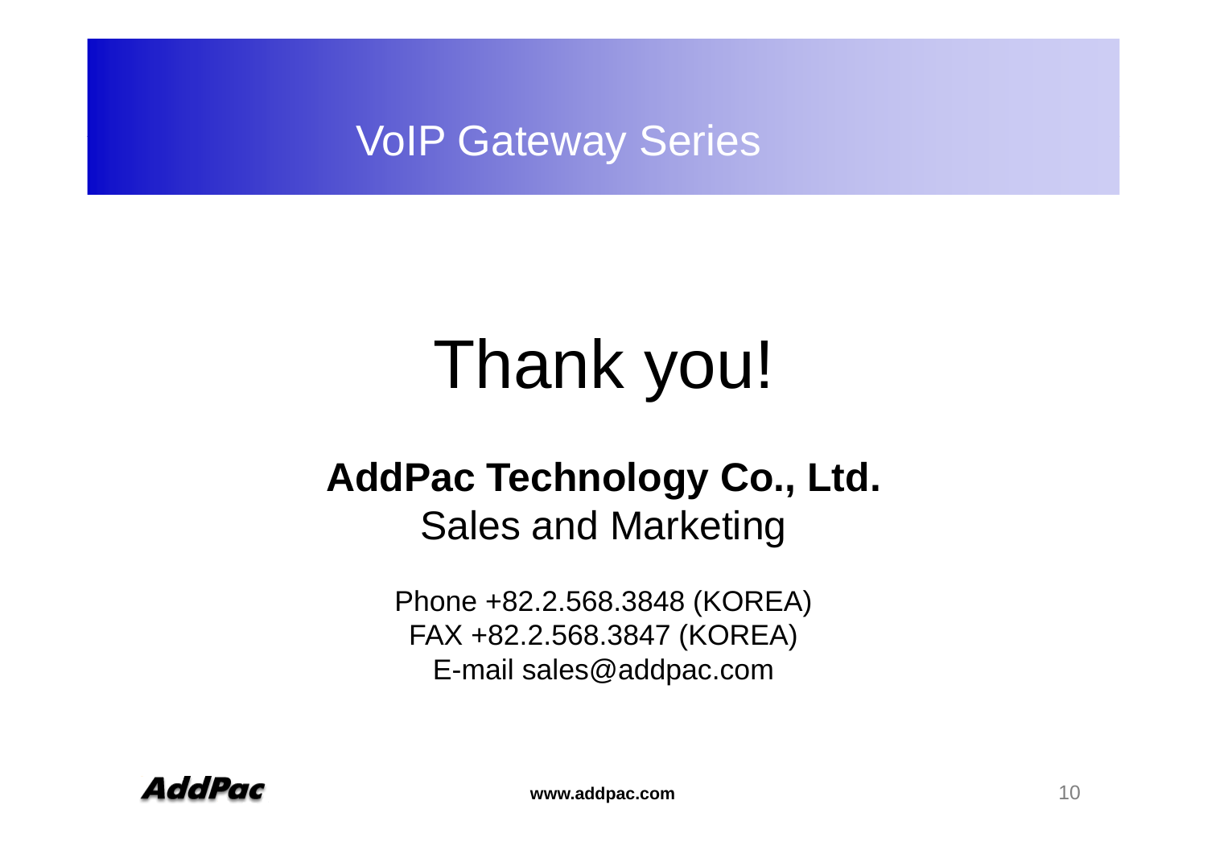VoIP Gateway Series

# Thank you!

**AddPac Technology Co., Ltd.**
Sales and Marketing

Phone +82.2.568.3848 (KOREA)
FAX +82.2.568.3847 (KOREA)
E-mail sales@addpac.com